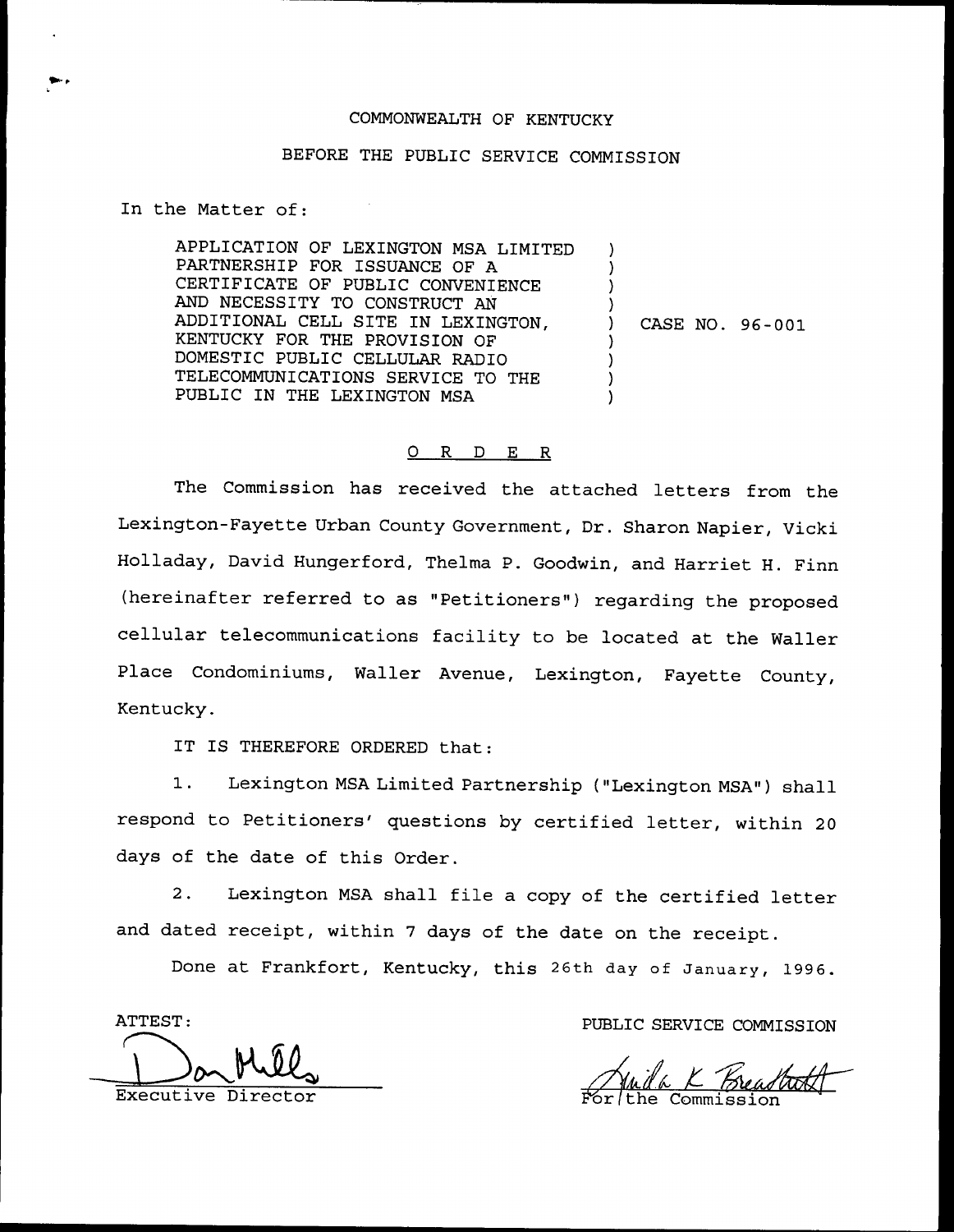COMMONWEALTH OF KENTUCKY

BEFORE THE PUBLIC SERVICE COMMISSION

In the Matter of:

APPLICATION OF LEXINGTON MSA LIMITED PARTNERSHIP FOR ISSUANCE OF A CERTIFICATE OF PUBLIC CONVENIENCE AND NECESSITY TO CONSTRUCT AN ADDITIONAL CELL SITE IN LEXINGTON, KENTUCKY FOR THE PROVISION OF DOMESTIC PUBLIC CELLULAR RADIO TELECOMMUNICATIONS SERVICE TO THE PUBLIC IN THE LEXINGTON MSA ) CASE NO. 96-001

# O R D E R

The Commission has received the attached letters from the Lexington-Fayette Urban County Government, Dr. Sharon Napier, Vicki Holladay, David Hungerford, Thelma P. Goodwin, and Harriet H. Finn (hereinafter referred to as "Petitioners") regarding the proposed cellular telecommunications facility to be located at the Waller Place Condominiums, Waller Avenue, Lexington, Fayette County, Kentucky.

IT IS THEREFORE ORDERED that:

1. Lexington MSA Limited Partnership ("Lexington MSA") shall respond to Petitioners' questions by certified letter, within 20 days of the date of this Order.

2. Lexington MSA shall file a copy of the certified letter and dated receipt, within 7 days of the date on the receipt.

Done at Frankfort, Kentucky, this 26th day of January, 1996.

ATTEST:

Don Mills
Executive Director

PUBLIC SERVICE COMMISSION

Linda K Breathitt
For the Commission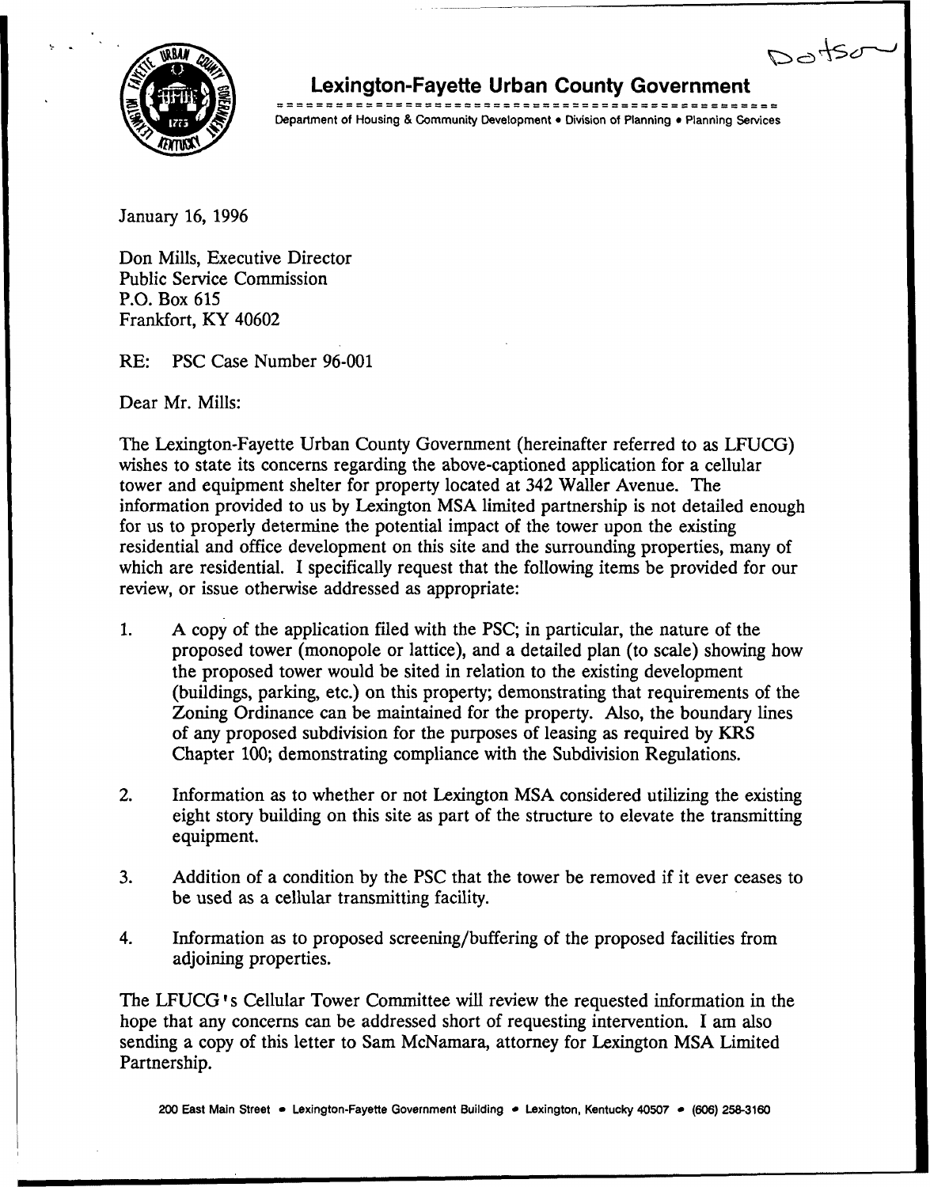Dotson

**Lexington-Fayette Urban County Government**

Department of Housing & Community Development • Division of Planning • Planning Services

January 16, 1996

Don Mills, Executive Director
Public Service Commission
P.O. Box 615
Frankfort, KY 40602

RE: PSC Case Number 96-001

Dear Mr. Mills:

The Lexington-Fayette Urban County Government (hereinafter referred to as LFUCG) wishes to state its concerns regarding the above-captioned application for a cellular tower and equipment shelter for property located at 342 Waller Avenue. The information provided to us by Lexington MSA limited partnership is not detailed enough for us to properly determine the potential impact of the tower upon the existing residential and office development on this site and the surrounding properties, many of which are residential. I specifically request that the following items be provided for our review, or issue otherwise addressed as appropriate:

1. A copy of the application filed with the PSC; in particular, the nature of the proposed tower (monopole or lattice), and a detailed plan (to scale) showing how the proposed tower would be sited in relation to the existing development (buildings, parking, etc.) on this property; demonstrating that requirements of the Zoning Ordinance can be maintained for the property. Also, the boundary lines of any proposed subdivision for the purposes of leasing as required by KRS Chapter 100; demonstrating compliance with the Subdivision Regulations.

2. Information as to whether or not Lexington MSA considered utilizing the existing eight story building on this site as part of the structure to elevate the transmitting equipment.

3. Addition of a condition by the PSC that the tower be removed if it ever ceases to be used as a cellular transmitting facility.

4. Information as to proposed screening/buffering of the proposed facilities from adjoining properties.

The LFUCG's Cellular Tower Committee will review the requested information in the hope that any concerns can be addressed short of requesting intervention. I am also sending a copy of this letter to Sam McNamara, attorney for Lexington MSA Limited Partnership.

200 East Main Street • Lexington-Fayette Government Building • Lexington, Kentucky 40507 • (606) 258-3160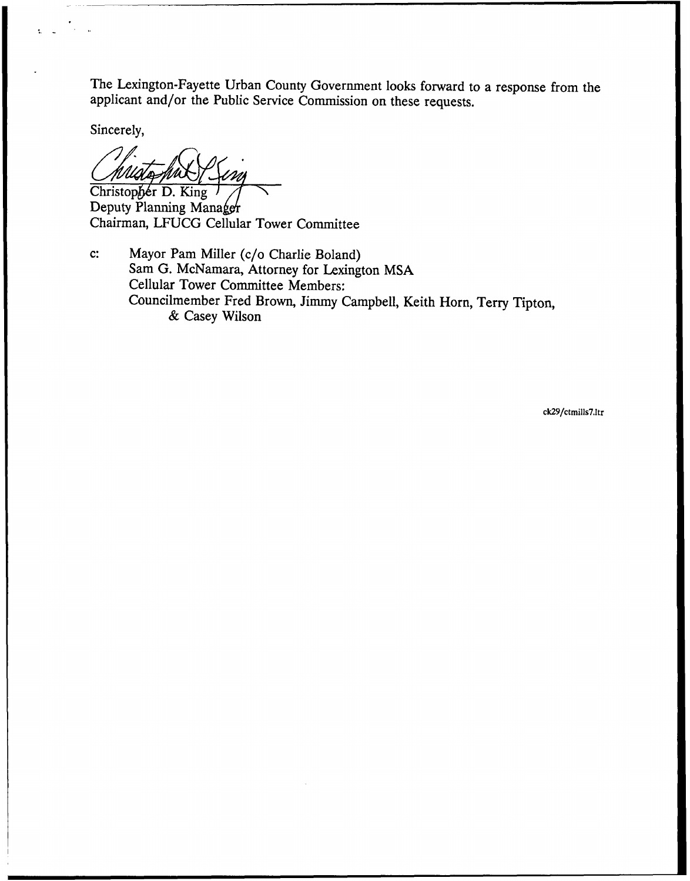The Lexington-Fayette Urban County Government looks forward to a response from the applicant and/or the Public Service Commission on these requests.

Sincerely,

Christopher D. King
Deputy Planning Manager
Chairman, LFUCG Cellular Tower Committee

c: Mayor Pam Miller (c/o Charlie Boland)
Sam G. McNamara, Attorney for Lexington MSA
Cellular Tower Committee Members:
Councilmember Fred Brown, Jimmy Campbell, Keith Horn, Terry Tipton, & Casey Wilson

ck29/ctmills7.ltr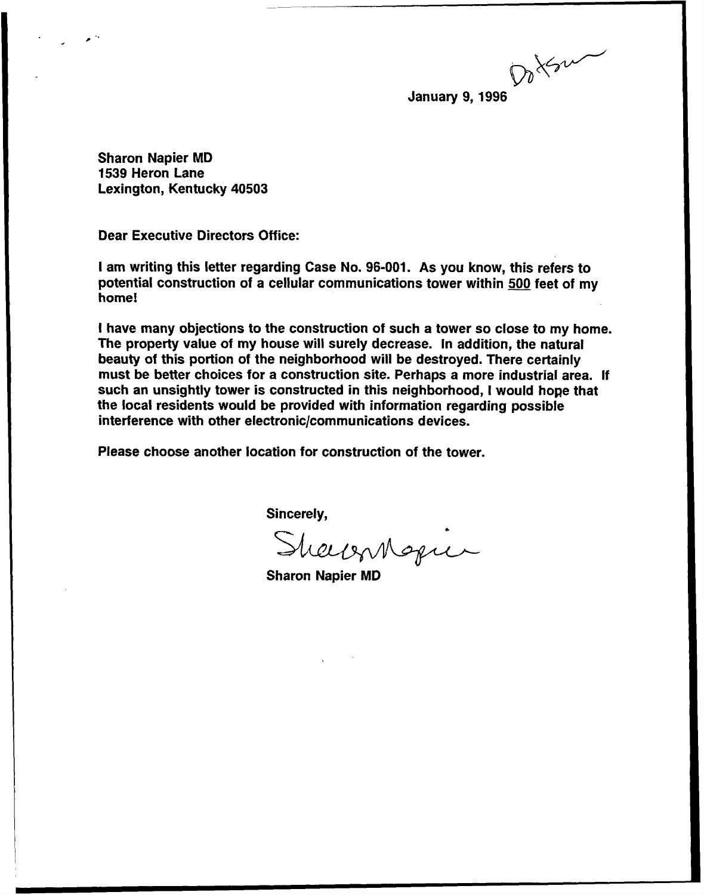Dotson

January 9, 1996

Sharon Napier MD
1539 Heron Lane
Lexington, Kentucky 40503

Dear Executive Directors Office:

I am writing this letter regarding Case No. 96-001. As you know, this refers to potential construction of a cellular communications tower within <u>500</u> feet of my home!

I have many objections to the construction of such a tower so close to my home. The property value of my house will surely decrease. In addition, the natural beauty of this portion of the neighborhood will be destroyed. There certainly must be better choices for a construction site. Perhaps a more industrial area. If such an unsightly tower is constructed in this neighborhood, I would hope that the local residents would be provided with information regarding possible interference with other electronic/communications devices.

Please choose another location for construction of the tower.

Sincerely,

Sharon Napier

Sharon Napier MD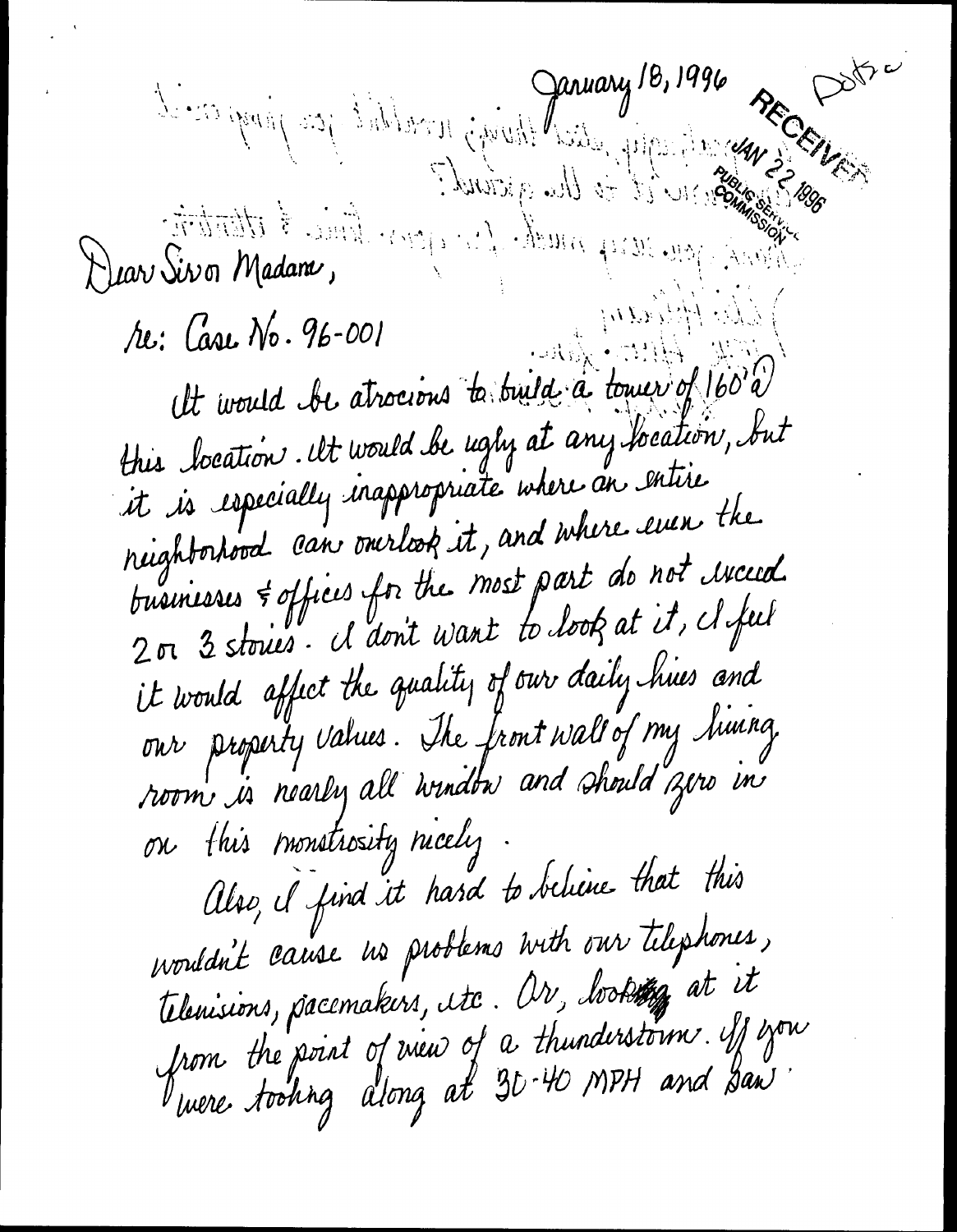January 18, 1996

RECEIVED
JAN 22 1996
PUBLIC SERVICE COMMISSION

Dear Sir or Madam,

re: Case No. 96-001

It would be atrocious to build a tower of 160' @ this location. It would be ugly at any location, but it is especially inappropriate where an entire neighborhood can overlook it, and where even the businesses & offices for the most part do not exceed 2 or 3 stories. I don't want to look at it, I feel it would affect the quality of our daily lives and our property values. The front wall of my living room is nearly all window and should zero in on this monstrosity nicely.

Also, I find it hard to believe that this wouldn't cause us problems with our telephones, televisions, pacemakers, etc. Or, looking at it from the point of view of a thunderstorm. If you were tooling along at 30-40 MPH and saw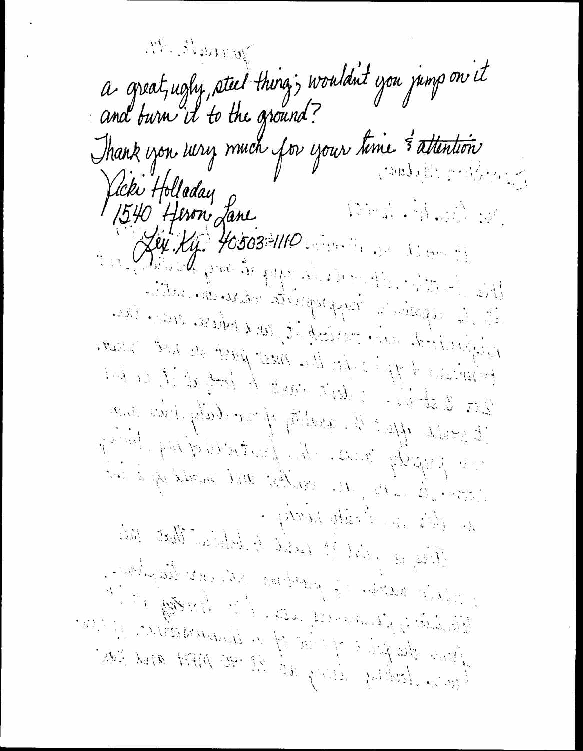a great, ugly, steel thing; wouldn't you jump on it and burn it to the ground?

Thank you very much for your time & attention

Vicki Holladay
1540 Heron Lane
Lex. Ky. 40503-1110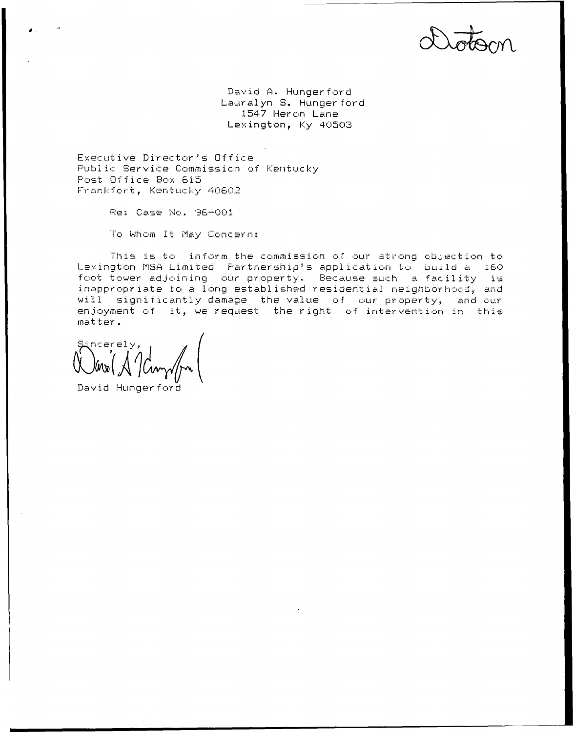Dotson

David A. Hungerford
Lauralyn S. Hungerford
1547 Heron Lane
Lexington, Ky 40503

Executive Director's Office
Public Service Commission of Kentucky
Post Office Box 615
Frankfort, Kentucky 40602

Re: Case No. 96-001

To Whom It May Concern:

This is to inform the commission of our strong objection to Lexington MSA Limited Partnership's application to build a 160 foot tower adjoining our property. Because such a facility is inappropriate to a long established residential neighborhood, and will significantly damage the value of our property, and our enjoyment of it, we request the right of intervention in this matter.

Sincerely,

David A Hungerford

David Hungerford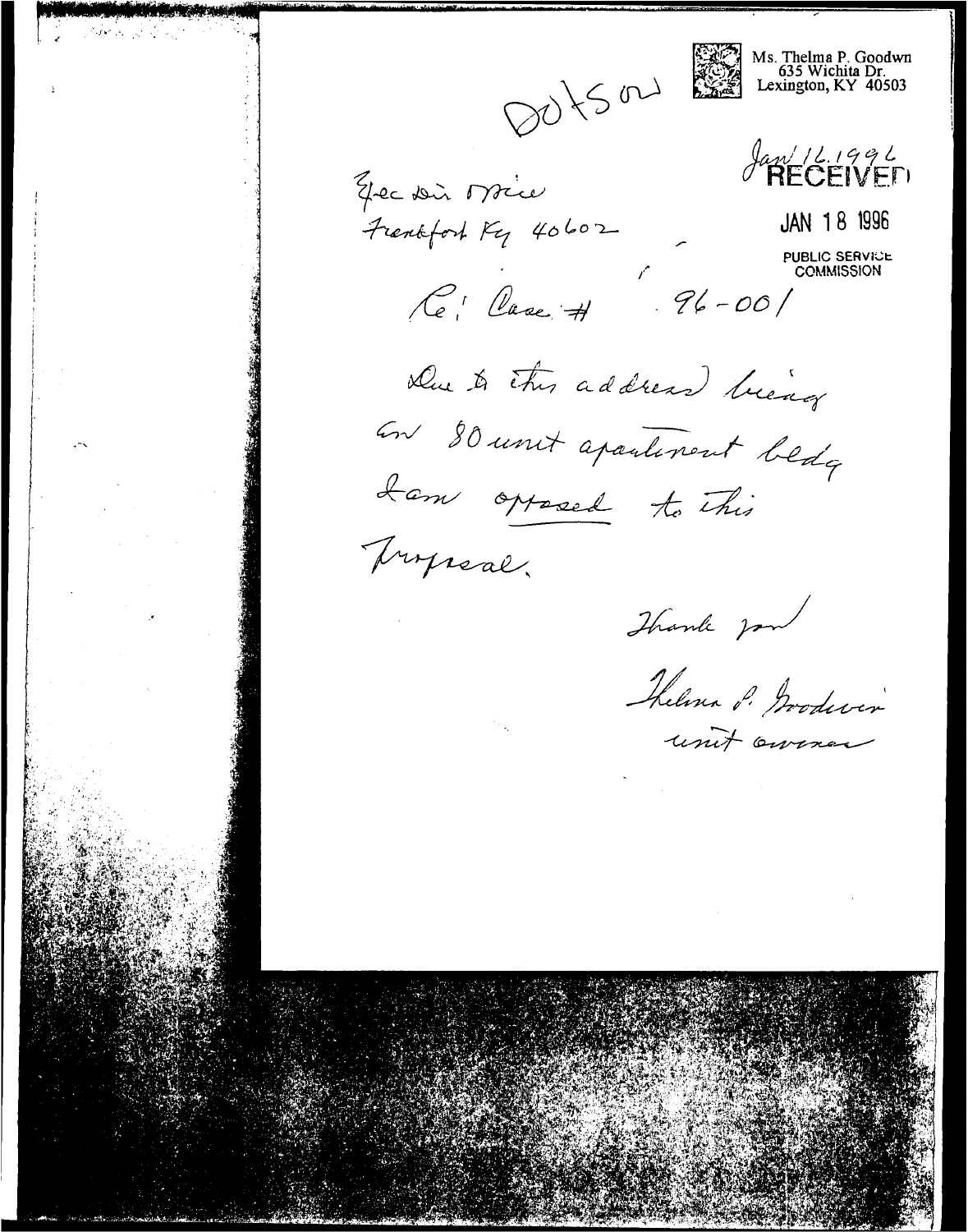Ms. Thelma P. Goodwn
635 Wichita Dr.
Lexington, KY 40503

Dotson

Jan 16, 1996

RECEIVED

JAN 18 1996

PUBLIC SERVICE COMMISSION

Exec Dir Office
Frankfort Ky 40602

Re: Case # 96-001

Due to this address being an 80 unit apartment bldg I am opposed to this proposal.

Thank you

Thelma P. Goodwin
unit owner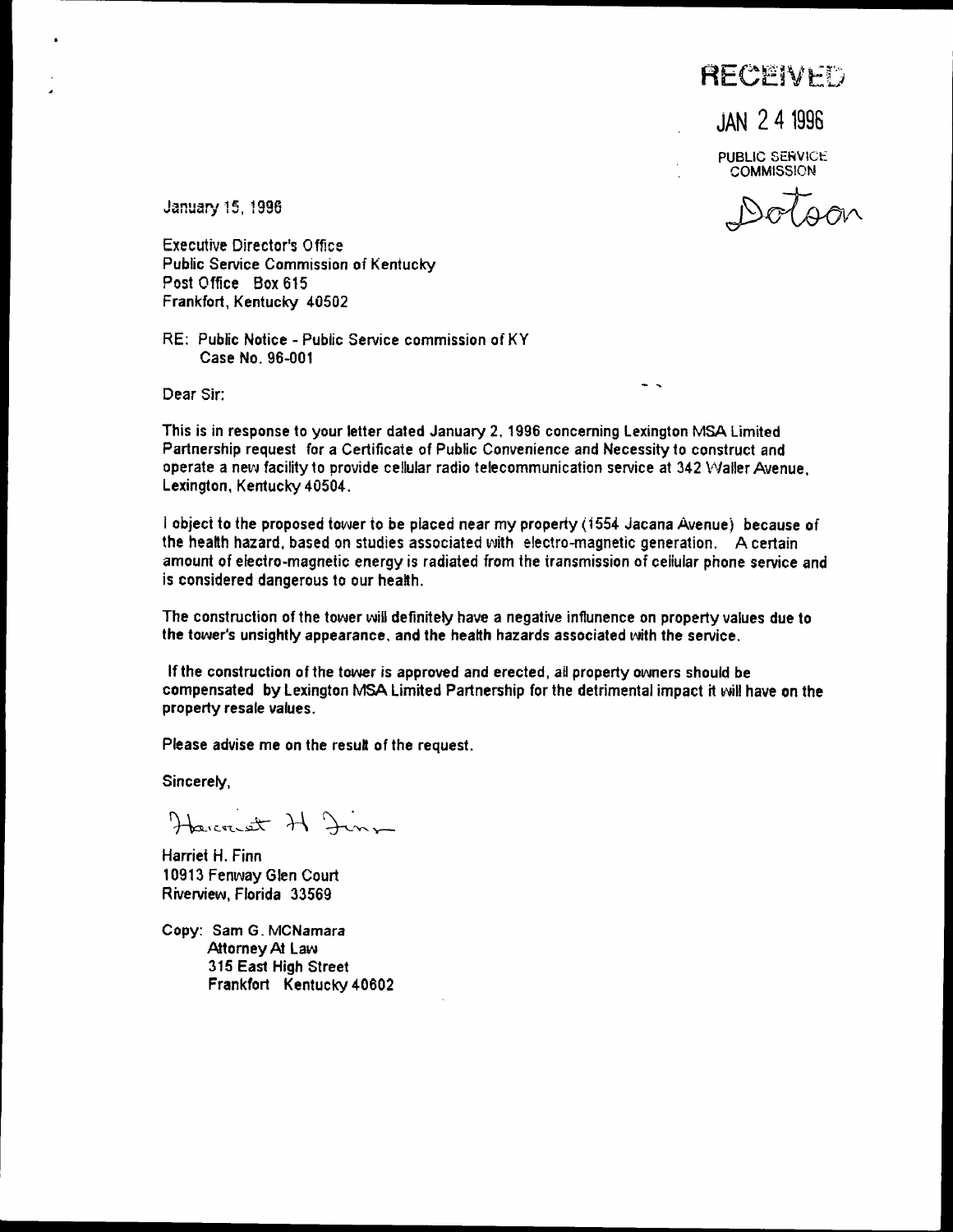RECEIVED

JAN 24 1996

PUBLIC SERVICE COMMISSION

Dotson

January 15, 1996

Executive Director's Office
Public Service Commission of Kentucky
Post Office Box 615
Frankfort, Kentucky 40502

RE: Public Notice - Public Service commission of KY
Case No. 96-001

Dear Sir:

This is in response to your letter dated January 2, 1996 concerning Lexington MSA Limited Partnership request for a Certificate of Public Convenience and Necessity to construct and operate a new facility to provide cellular radio telecommunication service at 342 Waller Avenue, Lexington, Kentucky 40504.

I object to the proposed tower to be placed near my property (1554 Jacana Avenue) because of the health hazard, based on studies associated with electro-magnetic generation. A certain amount of electro-magnetic energy is radiated from the transmission of cellular phone service and is considered dangerous to our health.

The construction of the tower will definitely have a negative influnence on property values due to the tower's unsightly appearance, and the health hazards associated with the service.

If the construction of the tower is approved and erected, all property owners should be compensated by Lexington MSA Limited Partnership for the detrimental impact it will have on the property resale values.

Please advise me on the result of the request.

Sincerely,

Harriet H Finn

Harriet H. Finn
10913 Fenway Glen Court
Riverview, Florida 33569

Copy: Sam G. MCNamara
Attorney At Law
315 East High Street
Frankfort Kentucky 40602